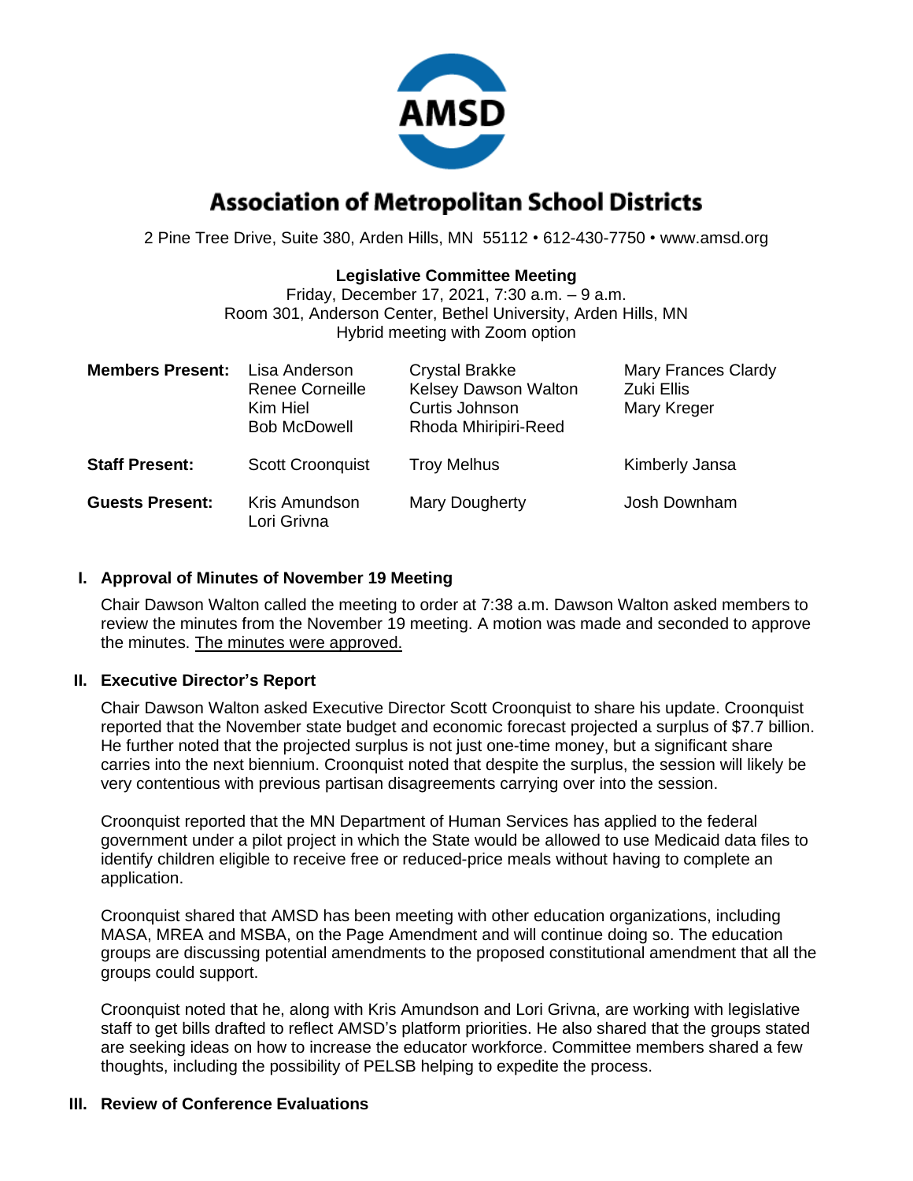# Association of Metropolitan School Districts

2 Pine Tree Drive, Suite 380, Arden Hills, MN 55112 • 612-430-7750 • www.amsd.org

**Legislative Committee Meeting**
Friday, December 17, 2021, 7:30 a.m. – 9 a.m.
Room 301, Anderson Center, Bethel University, Arden Hills, MN
Hybrid meeting with Zoom option

| | | | |
|---|---|---|---|
| **Members Present:** | Lisa Anderson<br>Renee Corneille<br>Kim Hiel<br>Bob McDowell | Crystal Brakke<br>Kelsey Dawson Walton<br>Curtis Johnson<br>Rhoda Mhiripiri-Reed | Mary Frances Clardy<br>Zuki Ellis<br>Mary Kreger |
| **Staff Present:** | Scott Croonquist | Troy Melhus | Kimberly Jansa |
| **Guests Present:** | Kris Amundson<br>Lori Grivna | Mary Dougherty | Josh Downham |

## I. Approval of Minutes of November 19 Meeting

Chair Dawson Walton called the meeting to order at 7:38 a.m. Dawson Walton asked members to review the minutes from the November 19 meeting. A motion was made and seconded to approve the minutes. <u>The minutes were approved.</u>

## II. Executive Director's Report

Chair Dawson Walton asked Executive Director Scott Croonquist to share his update. Croonquist reported that the November state budget and economic forecast projected a surplus of $7.7 billion. He further noted that the projected surplus is not just one-time money, but a significant share carries into the next biennium. Croonquist noted that despite the surplus, the session will likely be very contentious with previous partisan disagreements carrying over into the session.

Croonquist reported that the MN Department of Human Services has applied to the federal government under a pilot project in which the State would be allowed to use Medicaid data files to identify children eligible to receive free or reduced-price meals without having to complete an application.

Croonquist shared that AMSD has been meeting with other education organizations, including MASA, MREA and MSBA, on the Page Amendment and will continue doing so. The education groups are discussing potential amendments to the proposed constitutional amendment that all the groups could support.

Croonquist noted that he, along with Kris Amundson and Lori Grivna, are working with legislative staff to get bills drafted to reflect AMSD's platform priorities. He also shared that the groups stated are seeking ideas on how to increase the educator workforce. Committee members shared a few thoughts, including the possibility of PELSB helping to expedite the process.

## III. Review of Conference Evaluations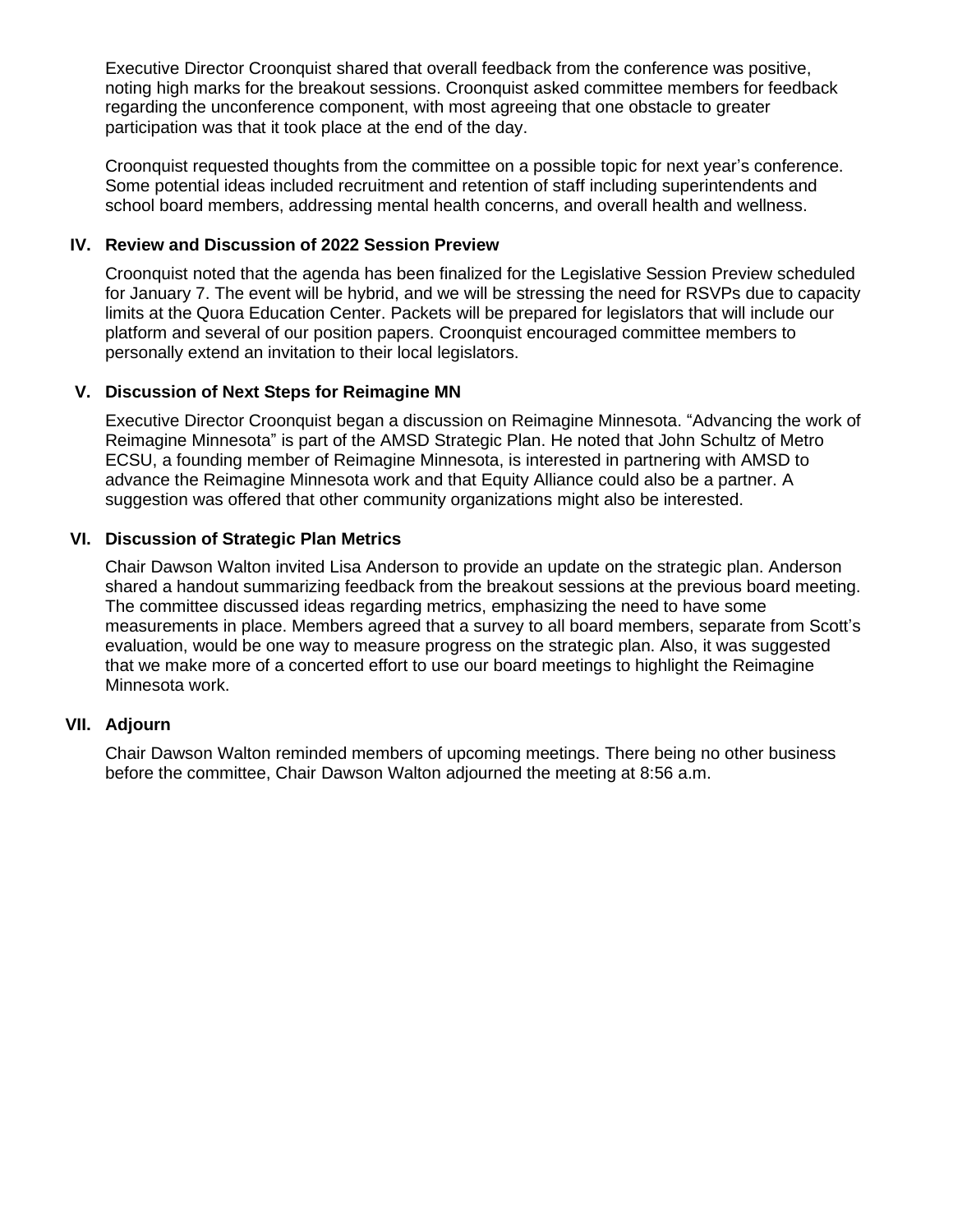Executive Director Croonquist shared that overall feedback from the conference was positive, noting high marks for the breakout sessions. Croonquist asked committee members for feedback regarding the unconference component, with most agreeing that one obstacle to greater participation was that it took place at the end of the day.

Croonquist requested thoughts from the committee on a possible topic for next year's conference. Some potential ideas included recruitment and retention of staff including superintendents and school board members, addressing mental health concerns, and overall health and wellness.

## IV. Review and Discussion of 2022 Session Preview

Croonquist noted that the agenda has been finalized for the Legislative Session Preview scheduled for January 7. The event will be hybrid, and we will be stressing the need for RSVPs due to capacity limits at the Quora Education Center. Packets will be prepared for legislators that will include our platform and several of our position papers. Croonquist encouraged committee members to personally extend an invitation to their local legislators.

## V. Discussion of Next Steps for Reimagine MN

Executive Director Croonquist began a discussion on Reimagine Minnesota. "Advancing the work of Reimagine Minnesota" is part of the AMSD Strategic Plan. He noted that John Schultz of Metro ECSU, a founding member of Reimagine Minnesota, is interested in partnering with AMSD to advance the Reimagine Minnesota work and that Equity Alliance could also be a partner. A suggestion was offered that other community organizations might also be interested.

## VI. Discussion of Strategic Plan Metrics

Chair Dawson Walton invited Lisa Anderson to provide an update on the strategic plan. Anderson shared a handout summarizing feedback from the breakout sessions at the previous board meeting. The committee discussed ideas regarding metrics, emphasizing the need to have some measurements in place. Members agreed that a survey to all board members, separate from Scott's evaluation, would be one way to measure progress on the strategic plan. Also, it was suggested that we make more of a concerted effort to use our board meetings to highlight the Reimagine Minnesota work.

## VII. Adjourn

Chair Dawson Walton reminded members of upcoming meetings. There being no other business before the committee, Chair Dawson Walton adjourned the meeting at 8:56 a.m.